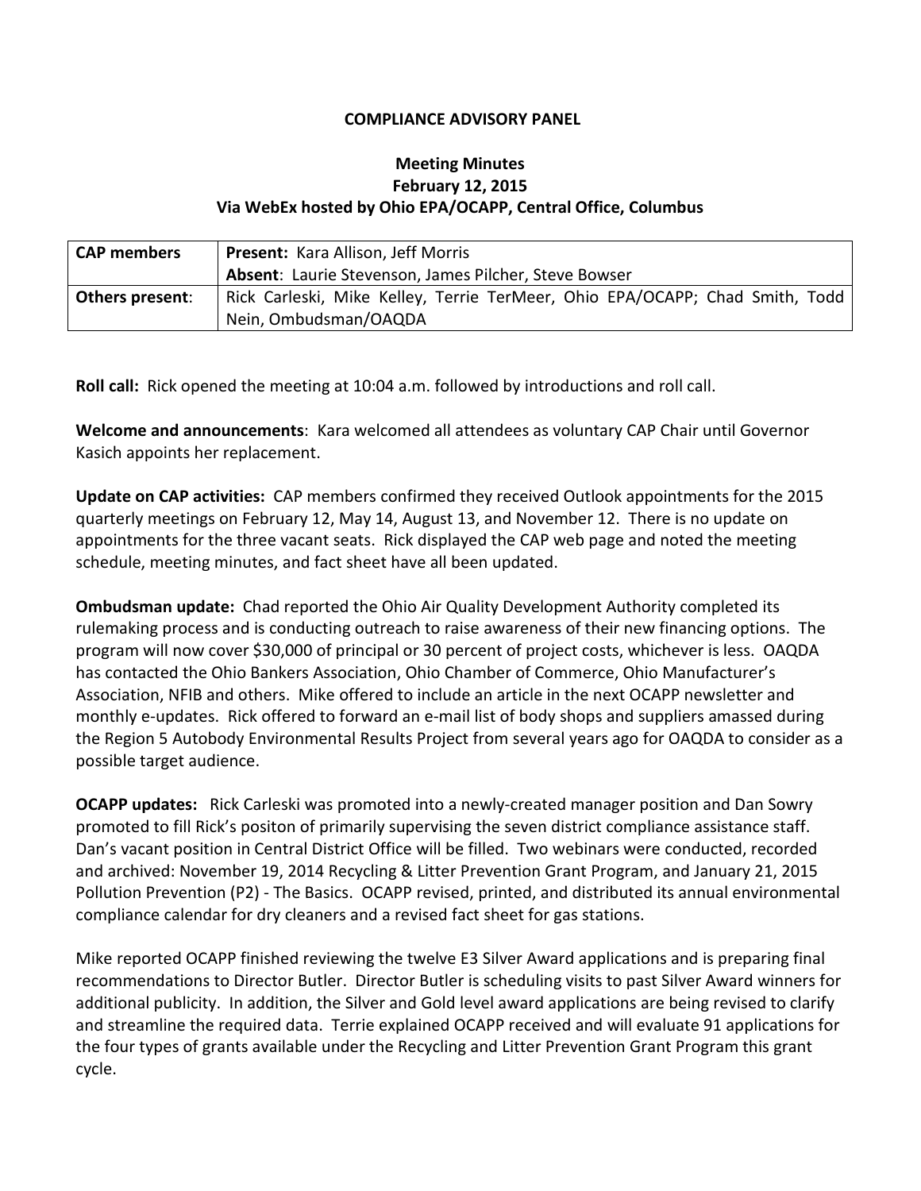# COMPLIANCE ADVISORY PANEL

## Meeting Minutes
## February 12, 2015
## Via WebEx hosted by Ohio EPA/OCAPP, Central Office, Columbus

| | |
|---|---|
| **CAP members** | **Present:** Kara Allison, Jeff Morris<br>**Absent**: Laurie Stevenson, James Pilcher, Steve Bowser |
| **Others present**: | Rick Carleski, Mike Kelley, Terrie TerMeer, Ohio EPA/OCAPP; Chad Smith, Todd Nein, Ombudsman/OAQDA |

**Roll call:** Rick opened the meeting at 10:04 a.m. followed by introductions and roll call.

**Welcome and announcements**: Kara welcomed all attendees as voluntary CAP Chair until Governor Kasich appoints her replacement.

**Update on CAP activities:** CAP members confirmed they received Outlook appointments for the 2015 quarterly meetings on February 12, May 14, August 13, and November 12. There is no update on appointments for the three vacant seats. Rick displayed the CAP web page and noted the meeting schedule, meeting minutes, and fact sheet have all been updated.

**Ombudsman update:** Chad reported the Ohio Air Quality Development Authority completed its rulemaking process and is conducting outreach to raise awareness of their new financing options. The program will now cover $30,000 of principal or 30 percent of project costs, whichever is less. OAQDA has contacted the Ohio Bankers Association, Ohio Chamber of Commerce, Ohio Manufacturer's Association, NFIB and others. Mike offered to include an article in the next OCAPP newsletter and monthly e-updates. Rick offered to forward an e-mail list of body shops and suppliers amassed during the Region 5 Autobody Environmental Results Project from several years ago for OAQDA to consider as a possible target audience.

**OCAPP updates:** Rick Carleski was promoted into a newly-created manager position and Dan Sowry promoted to fill Rick's positon of primarily supervising the seven district compliance assistance staff. Dan's vacant position in Central District Office will be filled. Two webinars were conducted, recorded and archived: November 19, 2014 Recycling & Litter Prevention Grant Program, and January 21, 2015 Pollution Prevention (P2) - The Basics. OCAPP revised, printed, and distributed its annual environmental compliance calendar for dry cleaners and a revised fact sheet for gas stations.

Mike reported OCAPP finished reviewing the twelve E3 Silver Award applications and is preparing final recommendations to Director Butler. Director Butler is scheduling visits to past Silver Award winners for additional publicity. In addition, the Silver and Gold level award applications are being revised to clarify and streamline the required data. Terrie explained OCAPP received and will evaluate 91 applications for the four types of grants available under the Recycling and Litter Prevention Grant Program this grant cycle.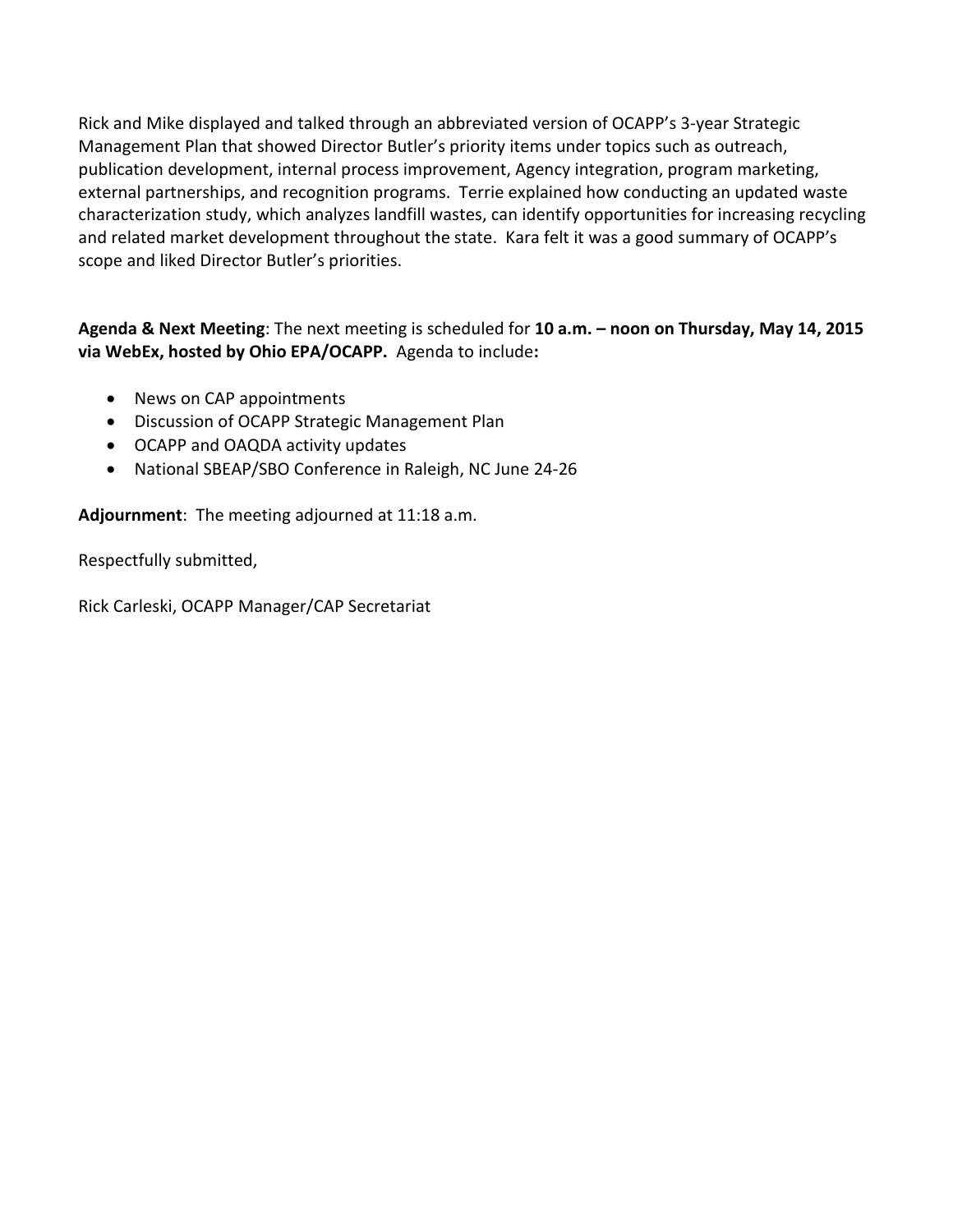Rick and Mike displayed and talked through an abbreviated version of OCAPP's 3-year Strategic Management Plan that showed Director Butler's priority items under topics such as outreach, publication development, internal process improvement, Agency integration, program marketing, external partnerships, and recognition programs. Terrie explained how conducting an updated waste characterization study, which analyzes landfill wastes, can identify opportunities for increasing recycling and related market development throughout the state. Kara felt it was a good summary of OCAPP's scope and liked Director Butler's priorities.

**Agenda & Next Meeting**: The next meeting is scheduled for **10 a.m. – noon on Thursday, May 14, 2015 via WebEx, hosted by Ohio EPA/OCAPP.** Agenda to include**:**

- News on CAP appointments
- Discussion of OCAPP Strategic Management Plan
- OCAPP and OAQDA activity updates
- National SBEAP/SBO Conference in Raleigh, NC June 24-26

**Adjournment**: The meeting adjourned at 11:18 a.m.

Respectfully submitted,

Rick Carleski, OCAPP Manager/CAP Secretariat